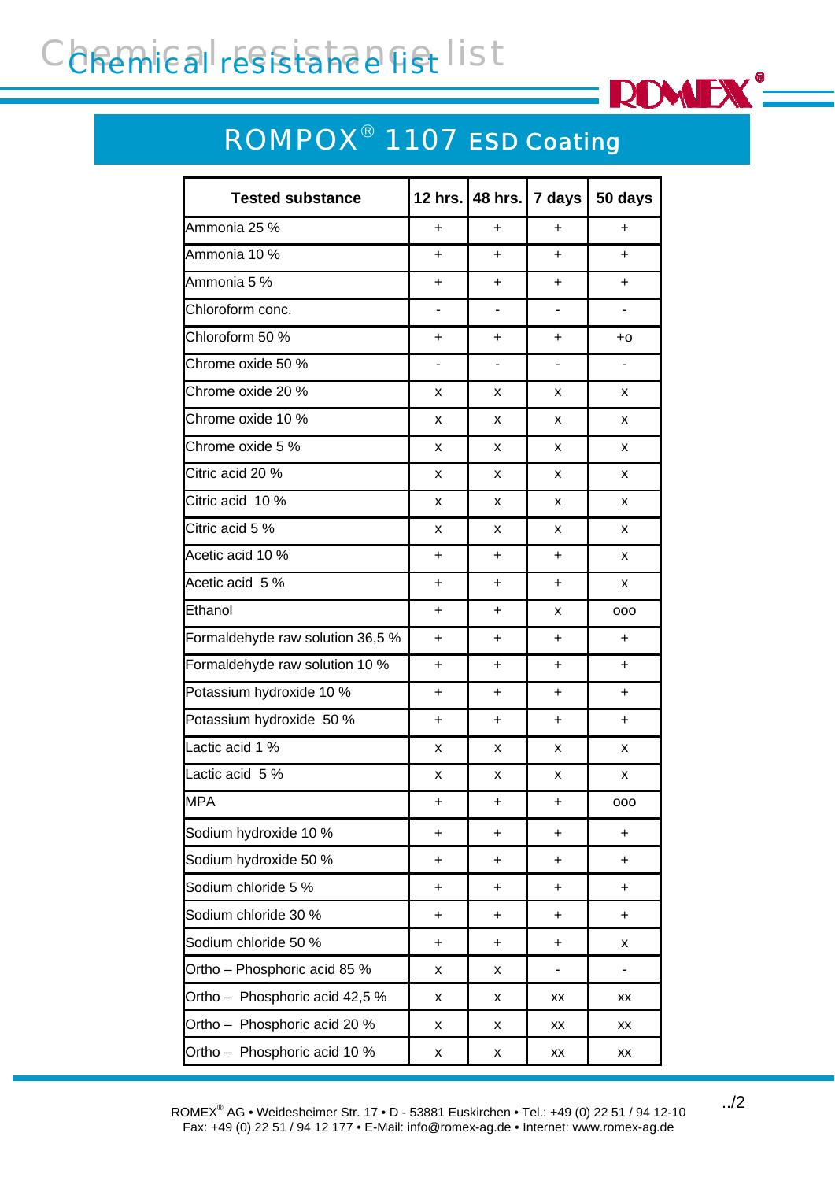# Chemical resistance list

## ROMPOX® 1107 ESD Coating

| Tested substance | 12 hrs. | 48 hrs. | 7 days | 50 days |
|---|---|---|---|---|
| Ammonia 25 % | + | + | + | + |
| Ammonia 10 % | + | + | + | + |
| Ammonia 5 % | + | + | + | + |
| Chloroform conc. | - | - | - | - |
| Chloroform 50 % | + | + | + | +o |
| Chrome oxide 50 % | - | - | - | - |
| Chrome oxide 20 % | x | x | x | x |
| Chrome oxide 10 % | x | x | x | x |
| Chrome oxide 5 % | x | x | x | x |
| Citric acid 20 % | x | x | x | x |
| Citric acid 10 % | x | x | x | x |
| Citric acid 5 % | x | x | x | x |
| Acetic acid 10 % | + | + | + | x |
| Acetic acid 5 % | + | + | + | x |
| Ethanol | + | + | x | ooo |
| Formaldehyde raw solution 36,5 % | + | + | + | + |
| Formaldehyde raw solution 10 % | + | + | + | + |
| Potassium hydroxide 10 % | + | + | + | + |
| Potassium hydroxide 50 % | + | + | + | + |
| Lactic acid 1 % | x | x | x | x |
| Lactic acid 5 % | x | x | x | x |
| MPA | + | + | + | ooo |
| Sodium hydroxide 10 % | + | + | + | + |
| Sodium hydroxide 50 % | + | + | + | + |
| Sodium chloride 5 % | + | + | + | + |
| Sodium chloride 30 % | + | + | + | + |
| Sodium chloride 50 % | + | + | + | x |
| Ortho – Phosphoric acid 85 % | x | x | - | - |
| Ortho – Phosphoric acid 42,5 % | x | x | xx | xx |
| Ortho – Phosphoric acid 20 % | x | x | xx | xx |
| Ortho – Phosphoric acid 10 % | x | x | xx | xx |

../2

ROMEX® AG • Weidesheimer Str. 17 • D - 53881 Euskirchen • Tel.: +49 (0) 22 51 / 94 12-10
Fax: +49 (0) 22 51 / 94 12 177 • E-Mail: info@romex-ag.de • Internet: www.romex-ag.de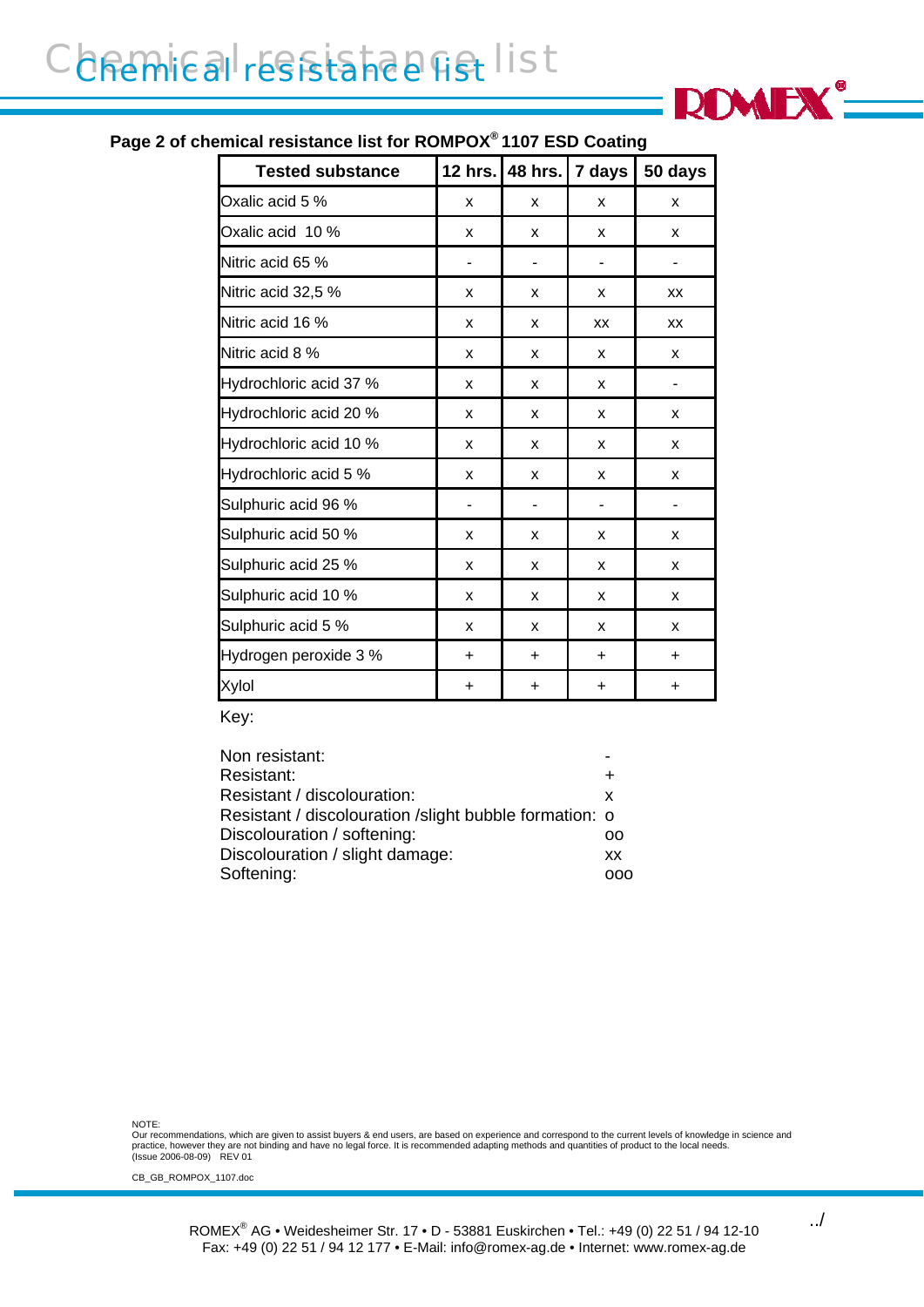## Page 2 of chemical resistance list for ROMPOX® 1107 ESD Coating

| Tested substance | 12 hrs. | 48 hrs. | 7 days | 50 days |
|---|---|---|---|---|
| Oxalic acid 5 % | x | x | x | x |
| Oxalic acid 10 % | x | x | x | x |
| Nitric acid 65 % | - | - | - | - |
| Nitric acid 32,5 % | x | x | x | xx |
| Nitric acid 16 % | x | x | xx | xx |
| Nitric acid 8 % | x | x | x | x |
| Hydrochloric acid 37 % | x | x | x | - |
| Hydrochloric acid 20 % | x | x | x | x |
| Hydrochloric acid 10 % | x | x | x | x |
| Hydrochloric acid 5 % | x | x | x | x |
| Sulphuric acid 96 % | - | - | - | - |
| Sulphuric acid 50 % | x | x | x | x |
| Sulphuric acid 25 % | x | x | x | x |
| Sulphuric acid 10 % | x | x | x | x |
| Sulphuric acid 5 % | x | x | x | x |
| Hydrogen peroxide 3 % | + | + | + | + |
| Xylol | + | + | + | + |

Key:

| | |
|---|---|
| Non resistant: | - |
| Resistant: | + |
| Resistant / discolouration: | x |
| Resistant / discolouration /slight bubble formation: | o |
| Discolouration / softening: | oo |
| Discolouration / slight damage: | xx |
| Softening: | ooo |

NOTE:
Our recommendations, which are given to assist buyers & end users, are based on experience and correspond to the current levels of knowledge in science and practice, however they are not binding and have no legal force. It is recommended adapting methods and quantities of product to the local needs.
(Issue 2006-08-09) REV 01

CB_GB_ROMPOX_1107.doc

ROMEX® AG • Weidesheimer Str. 17 • D - 53881 Euskirchen • Tel.: +49 (0) 22 51 / 94 12-10
Fax: +49 (0) 22 51 / 94 12 177 • E-Mail: info@romex-ag.de • Internet: www.romex-ag.de

../